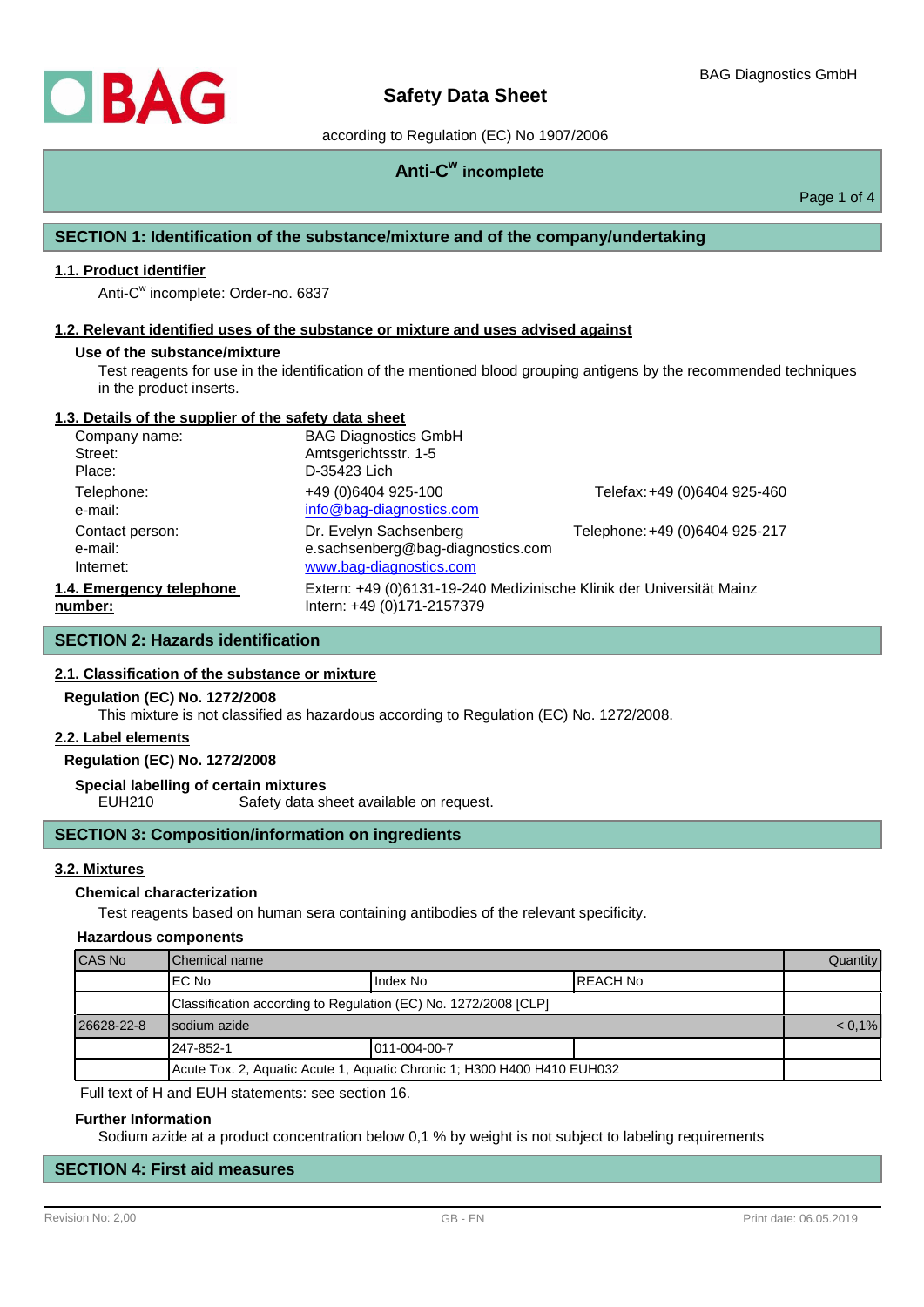# Safety Data Sheet

according to Regulation (EC) No 1907/2006

## Anti-C$^{w}$ incomplete

## SECTION 1: Identification of the substance/mixture and of the company/undertaking

### 1.1. Product identifier

Anti-C$^{w}$ incomplete: Order-no. 6837

### 1.2. Relevant identified uses of the substance or mixture and uses advised against

**Use of the substance/mixture**

Test reagents for use in the identification of the mentioned blood grouping antigens by the recommended techniques in the product inserts.

### 1.3. Details of the supplier of the safety data sheet

| | | |
|---|---|---|
| Company name: | BAG Diagnostics GmbH | |
| Street: | Amtsgerichtsstr. 1-5 | |
| Place: | D-35423 Lich | |
| Telephone: | +49 (0)6404 925-100 | Telefax: +49 (0)6404 925-460 |
| e-mail: | info@bag-diagnostics.com | |
| Contact person: | Dr. Evelyn Sachsenberg | Telephone: +49 (0)6404 925-217 |
| e-mail: | e.sachsenberg@bag-diagnostics.com | |
| Internet: | www.bag-diagnostics.com | |

### 1.4. Emergency telephone number:

Extern: +49 (0)6131-19-240 Medizinische Klinik der Universität Mainz
Intern: +49 (0)171-2157379

## SECTION 2: Hazards identification

### 2.1. Classification of the substance or mixture

**Regulation (EC) No. 1272/2008**

This mixture is not classified as hazardous according to Regulation (EC) No. 1272/2008.

### 2.2. Label elements

**Regulation (EC) No. 1272/2008**

**Special labelling of certain mixtures**

EUH210 Safety data sheet available on request.

## SECTION 3: Composition/information on ingredients

### 3.2. Mixtures

**Chemical characterization**

Test reagents based on human sera containing antibodies of the relevant specificity.

**Hazardous components**

| CAS No | Chemical name | | | Quantity |
|---|---|---|---|---|
| | EC No | Index No | REACH No | |
| | Classification according to Regulation (EC) No. 1272/2008 [CLP] | | | |
| 26628-22-8 | sodium azide | | | < 0,1% |
| | 247-852-1 | 011-004-00-7 | | |
| | Acute Tox. 2, Aquatic Acute 1, Aquatic Chronic 1; H300 H400 H410 EUH032 | | | |

Full text of H and EUH statements: see section 16.

**Further Information**

Sodium azide at a product concentration below 0,1 % by weight is not subject to labeling requirements

## SECTION 4: First aid measures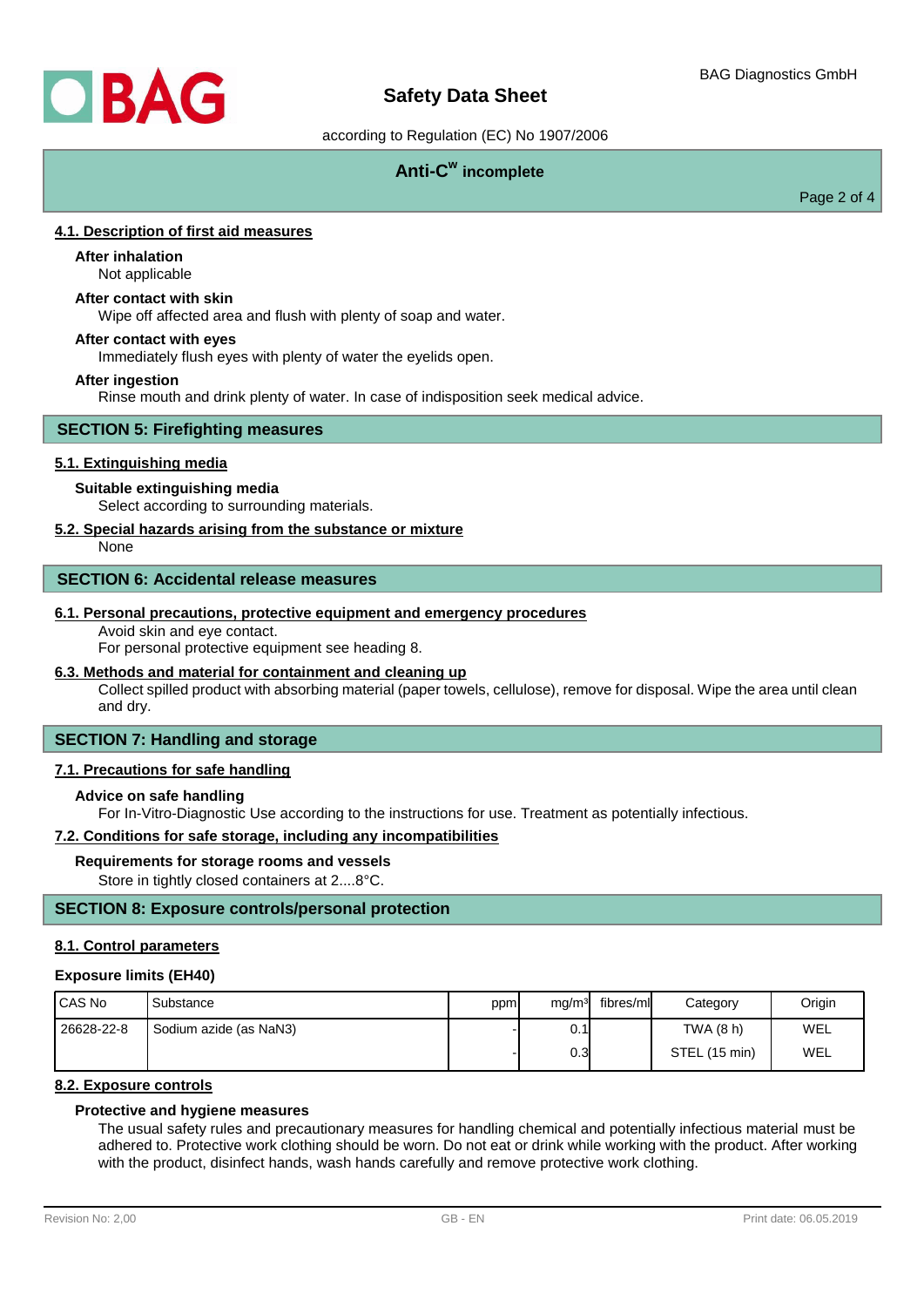### 4.1. Description of first aid measures

**After inhalation**

Not applicable

**After contact with skin**

Wipe off affected area and flush with plenty of soap and water.

**After contact with eyes**

Immediately flush eyes with plenty of water the eyelids open.

**After ingestion**

Rinse mouth and drink plenty of water. In case of indisposition seek medical advice.

## SECTION 5: Firefighting measures

### 5.1. Extinguishing media

**Suitable extinguishing media**

Select according to surrounding materials.

### 5.2. Special hazards arising from the substance or mixture

None

## SECTION 6: Accidental release measures

### 6.1. Personal precautions, protective equipment and emergency procedures

Avoid skin and eye contact.
For personal protective equipment see heading 8.

### 6.3. Methods and material for containment and cleaning up

Collect spilled product with absorbing material (paper towels, cellulose), remove for disposal. Wipe the area until clean and dry.

## SECTION 7: Handling and storage

### 7.1. Precautions for safe handling

**Advice on safe handling**

For In-Vitro-Diagnostic Use according to the instructions for use. Treatment as potentially infectious.

### 7.2. Conditions for safe storage, including any incompatibilities

**Requirements for storage rooms and vessels**

Store in tightly closed containers at 2....8°C.

## SECTION 8: Exposure controls/personal protection

### 8.1. Control parameters

**Exposure limits (EH40)**

| CAS No | Substance | ppm | mg/m³ | fibres/ml | Category | Origin |
|---|---|---|---|---|---|---|
| 26628-22-8 | Sodium azide (as $NaN_3$) | - | 0.1 | | TWA (8 h) | WEL |
| | | - | 0.3 | | STEL (15 min) | WEL |

### 8.2. Exposure controls

**Protective and hygiene measures**

The usual safety rules and precautionary measures for handling chemical and potentially infectious material must be adhered to. Protective work clothing should be worn. Do not eat or drink while working with the product. After working with the product, disinfect hands, wash hands carefully and remove protective work clothing.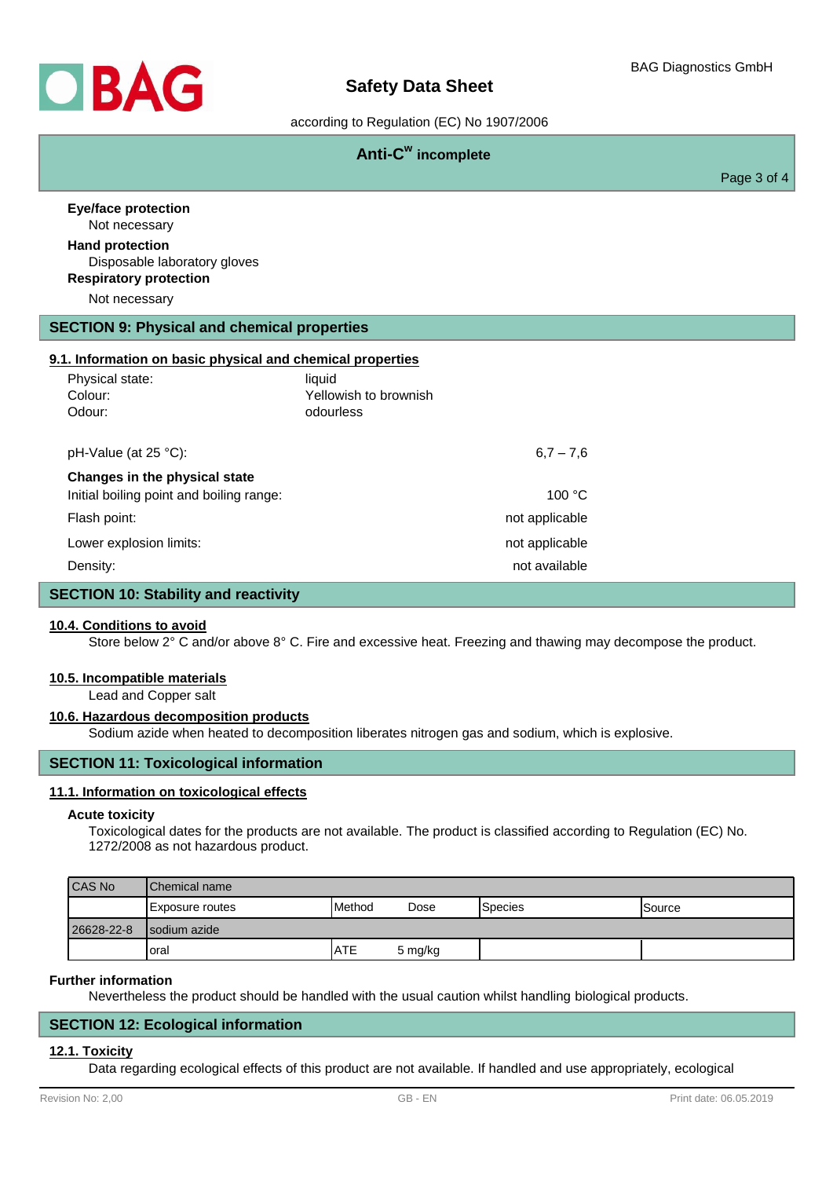**Eye/face protection**

Not necessary

**Hand protection**

Disposable laboratory gloves

**Respiratory protection**

Not necessary

## SECTION 9: Physical and chemical properties

### 9.1. Information on basic physical and chemical properties

| | |
|---|---|
| Physical state: | liquid |
| Colour: | Yellowish to brownish |
| Odour: | odourless |

| | |
|---|---|
| pH-Value (at 25 °C): | 6,7 – 7,6 |
| **Changes in the physical state** | |
| Initial boiling point and boiling range: | 100 °C |
| Flash point: | not applicable |
| Lower explosion limits: | not applicable |
| Density: | not available |

## SECTION 10: Stability and reactivity

### 10.4. Conditions to avoid

Store below 2° C and/or above 8° C. Fire and excessive heat. Freezing and thawing may decompose the product.

### 10.5. Incompatible materials

Lead and Copper salt

### 10.6. Hazardous decomposition products

Sodium azide when heated to decomposition liberates nitrogen gas and sodium, which is explosive.

## SECTION 11: Toxicological information

### 11.1. Information on toxicological effects

**Acute toxicity**

Toxicological dates for the products are not available. The product is classified according to Regulation (EC) No. 1272/2008 as not hazardous product.

| CAS No | Chemical name | | | | |
|---|---|---|---|---|---|
| | Exposure routes | Method | Dose | Species | Source |
| 26628-22-8 | sodium azide | | | | |
| | oral | ATE | 5 mg/kg | | |

**Further information**

Nevertheless the product should be handled with the usual caution whilst handling biological products.

## SECTION 12: Ecological information

### 12.1. Toxicity

Data regarding ecological effects of this product are not available. If handled and use appropriately, ecological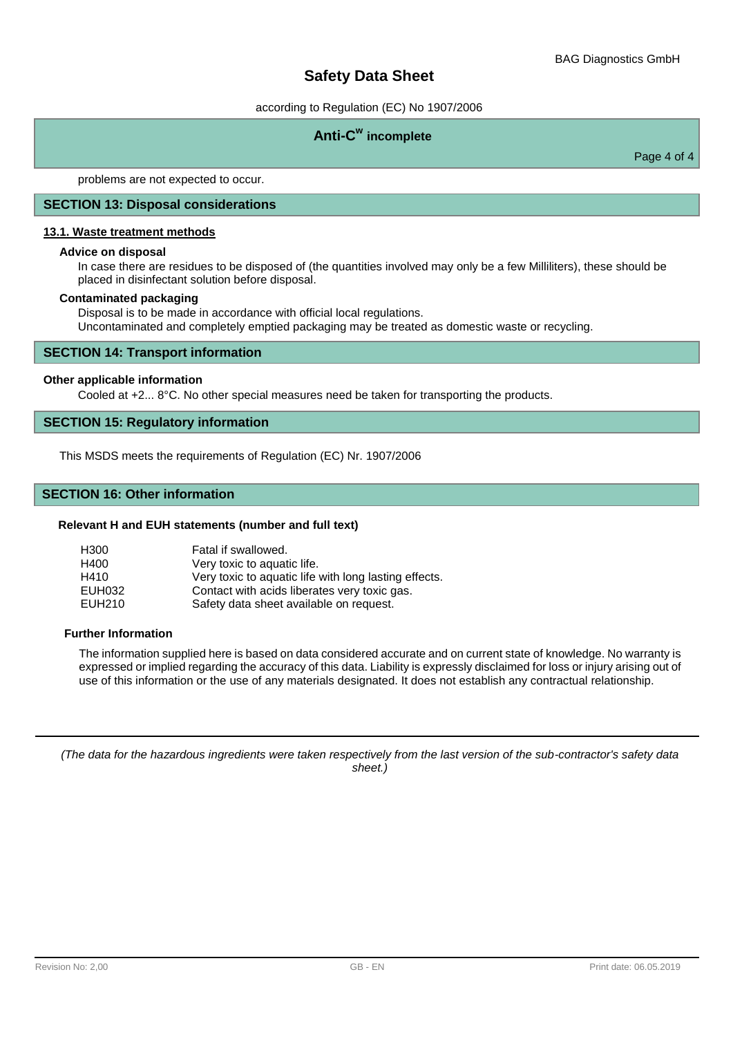problems are not expected to occur.

## SECTION 13: Disposal considerations

### 13.1. Waste treatment methods

**Advice on disposal**

In case there are residues to be disposed of (the quantities involved may only be a few Milliliters), these should be placed in disinfectant solution before disposal.

**Contaminated packaging**

Disposal is to be made in accordance with official local regulations.
Uncontaminated and completely emptied packaging may be treated as domestic waste or recycling.

## SECTION 14: Transport information

**Other applicable information**

Cooled at +2... 8°C. No other special measures need be taken for transporting the products.

## SECTION 15: Regulatory information

This MSDS meets the requirements of Regulation (EC) Nr. 1907/2006

## SECTION 16: Other information

**Relevant H and EUH statements (number and full text)**

| | |
|---|---|
| H300 | Fatal if swallowed. |
| H400 | Very toxic to aquatic life. |
| H410 | Very toxic to aquatic life with long lasting effects. |
| EUH032 | Contact with acids liberates very toxic gas. |
| EUH210 | Safety data sheet available on request. |

**Further Information**

The information supplied here is based on data considered accurate and on current state of knowledge. No warranty is expressed or implied regarding the accuracy of this data. Liability is expressly disclaimed for loss or injury arising out of use of this information or the use of any materials designated. It does not establish any contractual relationship.

---

*(The data for the hazardous ingredients were taken respectively from the last version of the sub-contractor's safety data sheet.)*